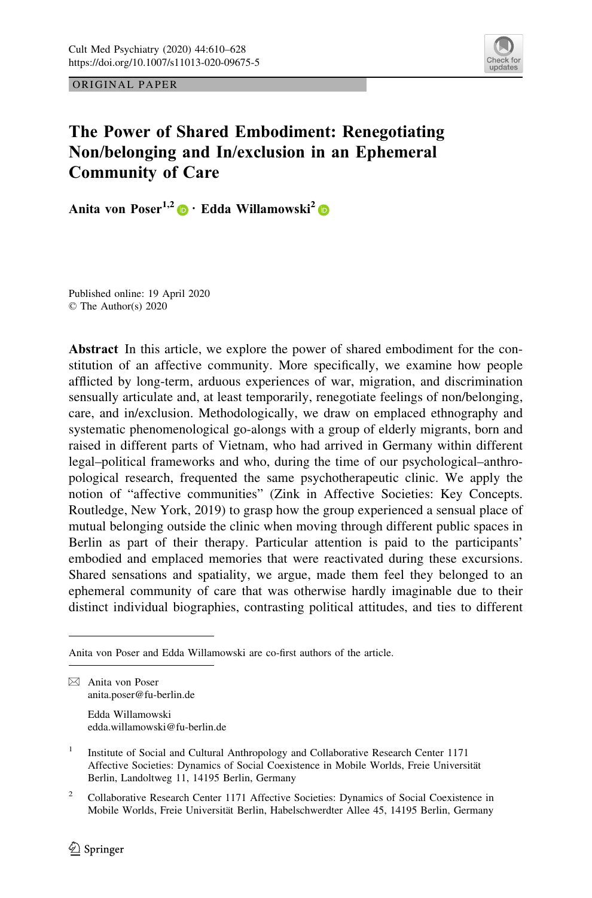ORIGINAL PAPER

# The Power of Shared Embodiment: Renegotiating Non/belonging and In/exclusion in an Ephemeral Community of Care

**Anita von Poser**[1,2] · **Edda Willamowski**[2]

Published online: 19 April 2020
© The Author(s) 2020

**Abstract** In this article, we explore the power of shared embodiment for the constitution of an affective community. More specifically, we examine how people afflicted by long-term, arduous experiences of war, migration, and discrimination sensually articulate and, at least temporarily, renegotiate feelings of non/belonging, care, and in/exclusion. Methodologically, we draw on emplaced ethnography and systematic phenomenological go-alongs with a group of elderly migrants, born and raised in different parts of Vietnam, who had arrived in Germany within different legal–political frameworks and who, during the time of our psychological–anthropological research, frequented the same psychotherapeutic clinic. We apply the notion of "affective communities" (Zink in Affective Societies: Key Concepts. Routledge, New York, 2019) to grasp how the group experienced a sensual place of mutual belonging outside the clinic when moving through different public spaces in Berlin as part of their therapy. Particular attention is paid to the participants' embodied and emplaced memories that were reactivated during these excursions. Shared sensations and spatiality, we argue, made them feel they belonged to an ephemeral community of care that was otherwise hardly imaginable due to their distinct individual biographies, contrasting political attitudes, and ties to different

---

Anita von Poser and Edda Willamowski are co-first authors of the article.

✉ Anita von Poser
anita.poser@fu-berlin.de

Edda Willamowski
edda.willamowski@fu-berlin.de

[1] Institute of Social and Cultural Anthropology and Collaborative Research Center 1171 Affective Societies: Dynamics of Social Coexistence in Mobile Worlds, Freie Universität Berlin, Landoltweg 11, 14195 Berlin, Germany

[2] Collaborative Research Center 1171 Affective Societies: Dynamics of Social Coexistence in Mobile Worlds, Freie Universität Berlin, Habelschwerdter Allee 45, 14195 Berlin, Germany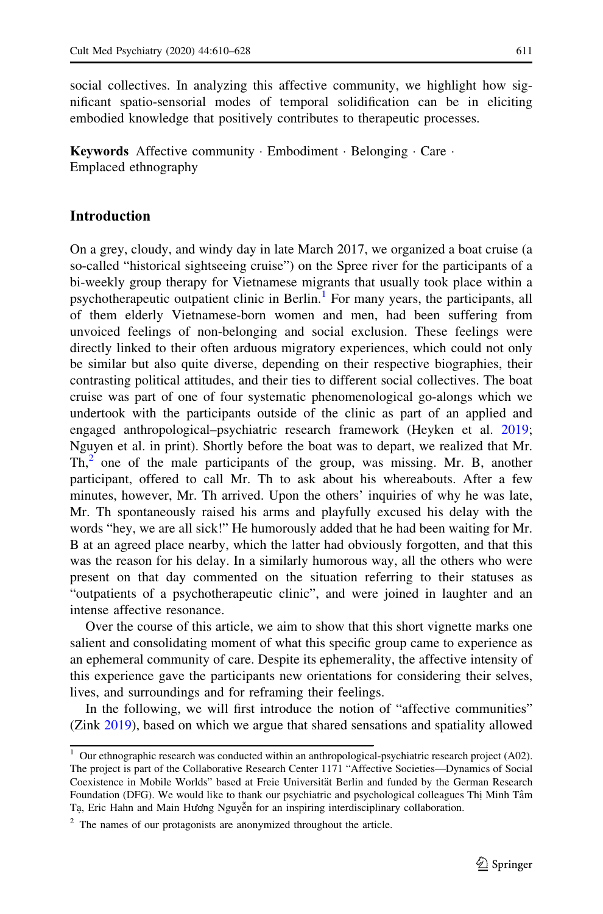social collectives. In analyzing this affective community, we highlight how significant spatio-sensorial modes of temporal solidification can be in eliciting embodied knowledge that positively contributes to therapeutic processes.

**Keywords** Affective community · Embodiment · Belonging · Care · Emplaced ethnography

## Introduction

On a grey, cloudy, and windy day in late March 2017, we organized a boat cruise (a so-called "historical sightseeing cruise") on the Spree river for the participants of a bi-weekly group therapy for Vietnamese migrants that usually took place within a psychotherapeutic outpatient clinic in Berlin.[1] For many years, the participants, all of them elderly Vietnamese-born women and men, had been suffering from unvoiced feelings of non-belonging and social exclusion. These feelings were directly linked to their often arduous migratory experiences, which could not only be similar but also quite diverse, depending on their respective biographies, their contrasting political attitudes, and their ties to different social collectives. The boat cruise was part of one of four systematic phenomenological go-alongs which we undertook with the participants outside of the clinic as part of an applied and engaged anthropological–psychiatric research framework (Heyken et al. 2019; Nguyen et al. in print). Shortly before the boat was to depart, we realized that Mr. Th,[2] one of the male participants of the group, was missing. Mr. B, another participant, offered to call Mr. Th to ask about his whereabouts. After a few minutes, however, Mr. Th arrived. Upon the others' inquiries of why he was late, Mr. Th spontaneously raised his arms and playfully excused his delay with the words "hey, we are all sick!" He humorously added that he had been waiting for Mr. B at an agreed place nearby, which the latter had obviously forgotten, and that this was the reason for his delay. In a similarly humorous way, all the others who were present on that day commented on the situation referring to their statuses as "outpatients of a psychotherapeutic clinic", and were joined in laughter and an intense affective resonance.

Over the course of this article, we aim to show that this short vignette marks one salient and consolidating moment of what this specific group came to experience as an ephemeral community of care. Despite its ephemerality, the affective intensity of this experience gave the participants new orientations for considering their selves, lives, and surroundings and for reframing their feelings.

In the following, we will first introduce the notion of "affective communities" (Zink 2019), based on which we argue that shared sensations and spatiality allowed

---

[1] Our ethnographic research was conducted within an anthropological-psychiatric research project (A02). The project is part of the Collaborative Research Center 1171 "Affective Societies—Dynamics of Social Coexistence in Mobile Worlds" based at Freie Universität Berlin and funded by the German Research Foundation (DFG). We would like to thank our psychiatric and psychological colleagues Thị Minh Tâm Tạ, Eric Hahn and Main Hương Nguyễn for an inspiring interdisciplinary collaboration.

[2] The names of our protagonists are anonymized throughout the article.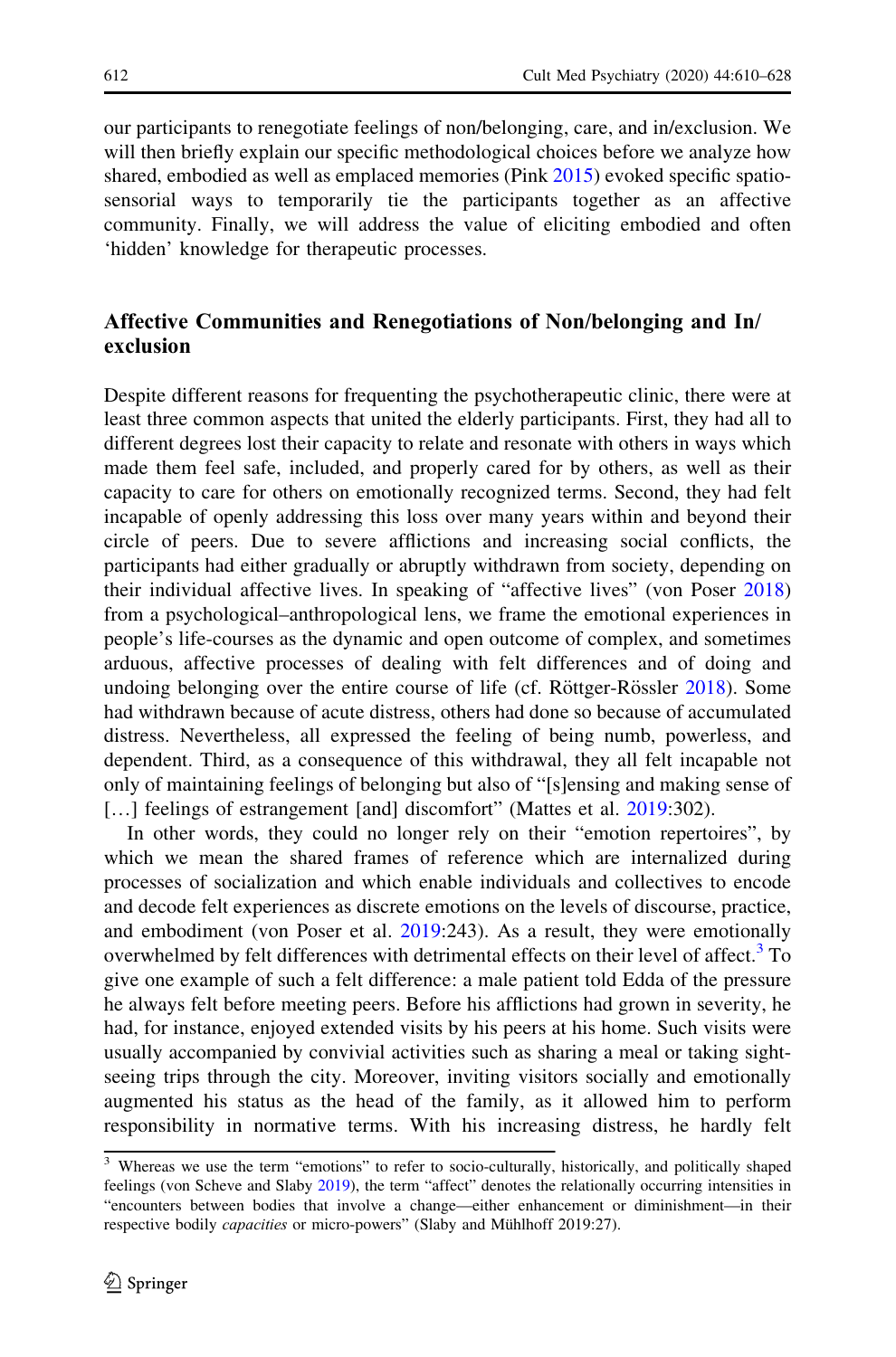our participants to renegotiate feelings of non/belonging, care, and in/exclusion. We will then briefly explain our specific methodological choices before we analyze how shared, embodied as well as emplaced memories (Pink 2015) evoked specific spatio-sensorial ways to temporarily tie the participants together as an affective community. Finally, we will address the value of eliciting embodied and often 'hidden' knowledge for therapeutic processes.

## Affective Communities and Renegotiations of Non/belonging and In/exclusion

Despite different reasons for frequenting the psychotherapeutic clinic, there were at least three common aspects that united the elderly participants. First, they had all to different degrees lost their capacity to relate and resonate with others in ways which made them feel safe, included, and properly cared for by others, as well as their capacity to care for others on emotionally recognized terms. Second, they had felt incapable of openly addressing this loss over many years within and beyond their circle of peers. Due to severe afflictions and increasing social conflicts, the participants had either gradually or abruptly withdrawn from society, depending on their individual affective lives. In speaking of "affective lives" (von Poser 2018) from a psychological–anthropological lens, we frame the emotional experiences in people's life-courses as the dynamic and open outcome of complex, and sometimes arduous, affective processes of dealing with felt differences and of doing and undoing belonging over the entire course of life (cf. Röttger-Rössler 2018). Some had withdrawn because of acute distress, others had done so because of accumulated distress. Nevertheless, all expressed the feeling of being numb, powerless, and dependent. Third, as a consequence of this withdrawal, they all felt incapable not only of maintaining feelings of belonging but also of "[s]ensing and making sense of […] feelings of estrangement [and] discomfort" (Mattes et al. 2019:302).

In other words, they could no longer rely on their "emotion repertoires", by which we mean the shared frames of reference which are internalized during processes of socialization and which enable individuals and collectives to encode and decode felt experiences as discrete emotions on the levels of discourse, practice, and embodiment (von Poser et al. 2019:243). As a result, they were emotionally overwhelmed by felt differences with detrimental effects on their level of affect.[3] To give one example of such a felt difference: a male patient told Edda of the pressure he always felt before meeting peers. Before his afflictions had grown in severity, he had, for instance, enjoyed extended visits by his peers at his home. Such visits were usually accompanied by convivial activities such as sharing a meal or taking sight-seeing trips through the city. Moreover, inviting visitors socially and emotionally augmented his status as the head of the family, as it allowed him to perform responsibility in normative terms. With his increasing distress, he hardly felt

[3] Whereas we use the term "emotions" to refer to socio-culturally, historically, and politically shaped feelings (von Scheve and Slaby 2019), the term "affect" denotes the relationally occurring intensities in "encounters between bodies that involve a change—either enhancement or diminishment—in their respective bodily *capacities* or micro-powers" (Slaby and Mühlhoff 2019:27).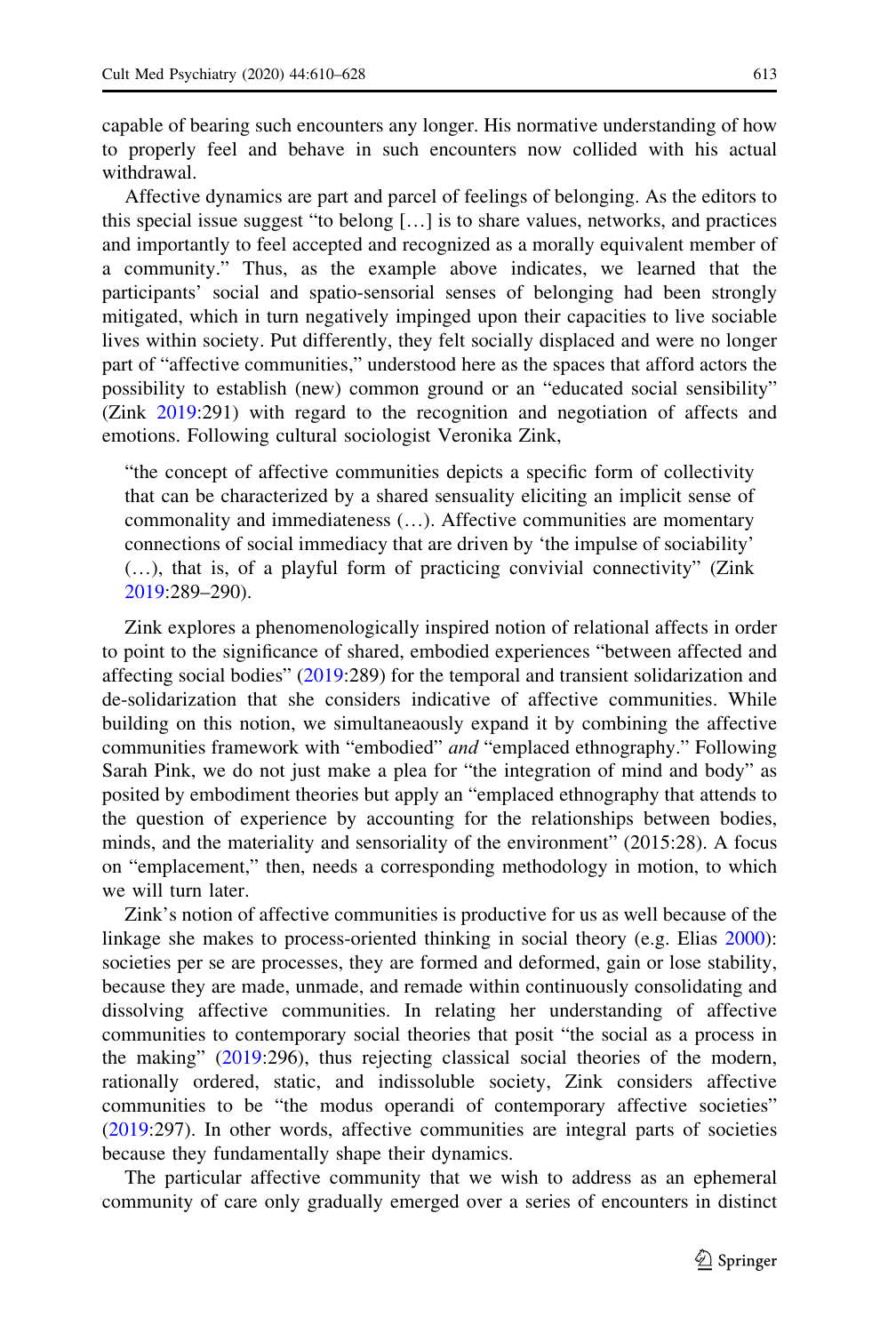capable of bearing such encounters any longer. His normative understanding of how to properly feel and behave in such encounters now collided with his actual withdrawal.

Affective dynamics are part and parcel of feelings of belonging. As the editors to this special issue suggest "to belong […] is to share values, networks, and practices and importantly to feel accepted and recognized as a morally equivalent member of a community." Thus, as the example above indicates, we learned that the participants' social and spatio-sensorial senses of belonging had been strongly mitigated, which in turn negatively impinged upon their capacities to live sociable lives within society. Put differently, they felt socially displaced and were no longer part of "affective communities," understood here as the spaces that afford actors the possibility to establish (new) common ground or an "educated social sensibility" (Zink 2019:291) with regard to the recognition and negotiation of affects and emotions. Following cultural sociologist Veronika Zink,

> "the concept of affective communities depicts a specific form of collectivity that can be characterized by a shared sensuality eliciting an implicit sense of commonality and immediateness (…). Affective communities are momentary connections of social immediacy that are driven by 'the impulse of sociability' (…), that is, of a playful form of practicing convivial connectivity" (Zink 2019:289–290).

Zink explores a phenomenologically inspired notion of relational affects in order to point to the significance of shared, embodied experiences "between affected and affecting social bodies" (2019:289) for the temporal and transient solidarization and de-solidarization that she considers indicative of affective communities. While building on this notion, we simultaneaously expand it by combining the affective communities framework with "embodied" *and* "emplaced ethnography." Following Sarah Pink, we do not just make a plea for "the integration of mind and body" as posited by embodiment theories but apply an "emplaced ethnography that attends to the question of experience by accounting for the relationships between bodies, minds, and the materiality and sensoriality of the environment" (2015:28). A focus on "emplacement," then, needs a corresponding methodology in motion, to which we will turn later.

Zink's notion of affective communities is productive for us as well because of the linkage she makes to process-oriented thinking in social theory (e.g. Elias 2000): societies per se are processes, they are formed and deformed, gain or lose stability, because they are made, unmade, and remade within continuously consolidating and dissolving affective communities. In relating her understanding of affective communities to contemporary social theories that posit "the social as a process in the making" (2019:296), thus rejecting classical social theories of the modern, rationally ordered, static, and indissoluble society, Zink considers affective communities to be "the modus operandi of contemporary affective societies" (2019:297). In other words, affective communities are integral parts of societies because they fundamentally shape their dynamics.

The particular affective community that we wish to address as an ephemeral community of care only gradually emerged over a series of encounters in distinct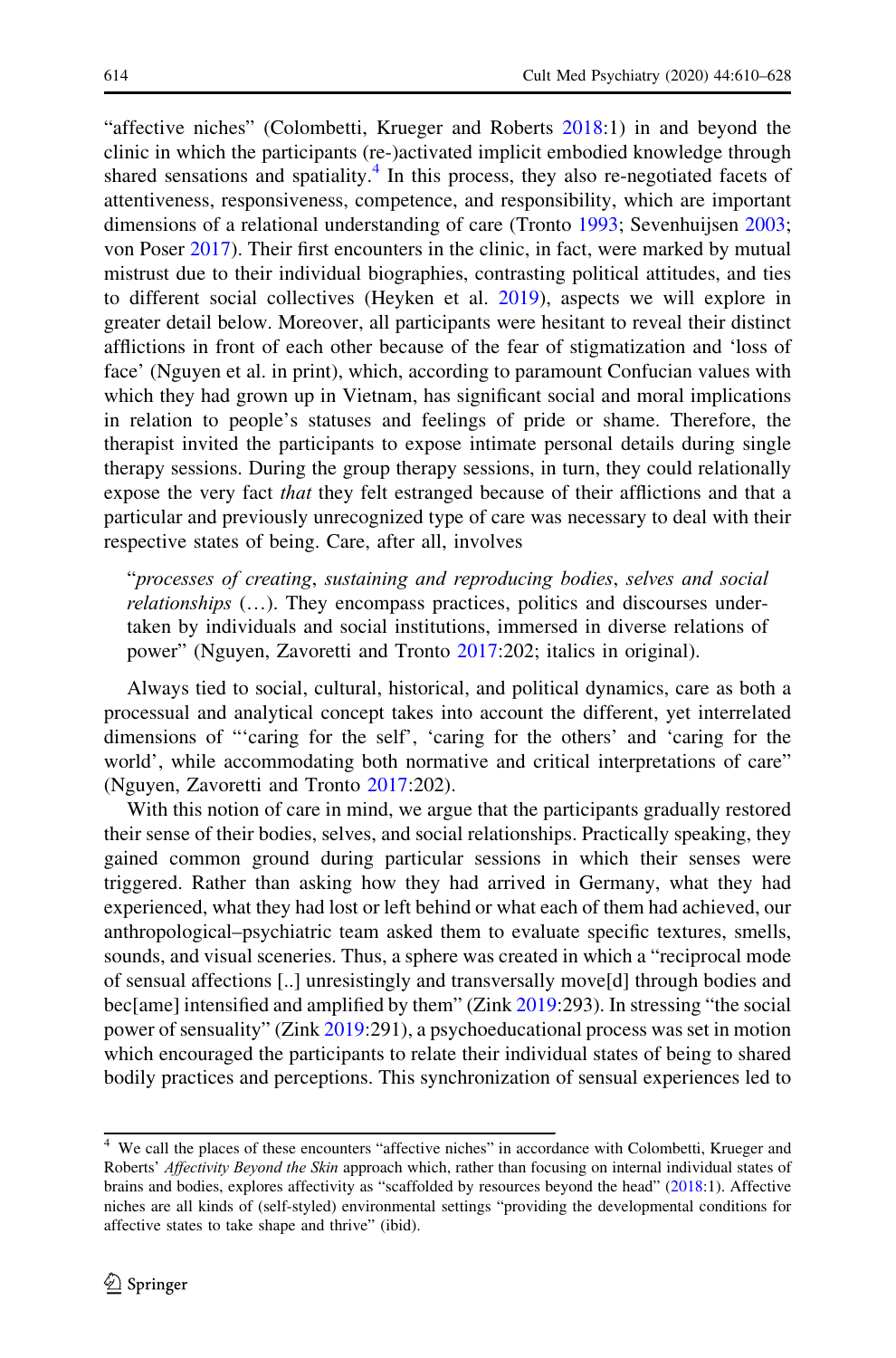"affective niches" (Colombetti, Krueger and Roberts 2018:1) in and beyond the clinic in which the participants (re-)activated implicit embodied knowledge through shared sensations and spatiality.[4] In this process, they also re-negotiated facets of attentiveness, responsiveness, competence, and responsibility, which are important dimensions of a relational understanding of care (Tronto 1993; Sevenhuijsen 2003; von Poser 2017). Their first encounters in the clinic, in fact, were marked by mutual mistrust due to their individual biographies, contrasting political attitudes, and ties to different social collectives (Heyken et al. 2019), aspects we will explore in greater detail below. Moreover, all participants were hesitant to reveal their distinct afflictions in front of each other because of the fear of stigmatization and 'loss of face' (Nguyen et al. in print), which, according to paramount Confucian values with which they had grown up in Vietnam, has significant social and moral implications in relation to people's statuses and feelings of pride or shame. Therefore, the therapist invited the participants to expose intimate personal details during single therapy sessions. During the group therapy sessions, in turn, they could relationally expose the very fact *that* they felt estranged because of their afflictions and that a particular and previously unrecognized type of care was necessary to deal with their respective states of being. Care, after all, involves

> "*processes of creating, sustaining and reproducing bodies, selves and social relationships* (…). They encompass practices, politics and discourses undertaken by individuals and social institutions, immersed in diverse relations of power" (Nguyen, Zavoretti and Tronto 2017:202; italics in original).

Always tied to social, cultural, historical, and political dynamics, care as both a processual and analytical concept takes into account the different, yet interrelated dimensions of "'caring for the self', 'caring for the others' and 'caring for the world', while accommodating both normative and critical interpretations of care" (Nguyen, Zavoretti and Tronto 2017:202).

With this notion of care in mind, we argue that the participants gradually restored their sense of their bodies, selves, and social relationships. Practically speaking, they gained common ground during particular sessions in which their senses were triggered. Rather than asking how they had arrived in Germany, what they had experienced, what they had lost or left behind or what each of them had achieved, our anthropological–psychiatric team asked them to evaluate specific textures, smells, sounds, and visual sceneries. Thus, a sphere was created in which a "reciprocal mode of sensual affections [..] unresistingly and transversally move[d] through bodies and bec[ame] intensified and amplified by them" (Zink 2019:293). In stressing "the social power of sensuality" (Zink 2019:291), a psychoeducational process was set in motion which encouraged the participants to relate their individual states of being to shared bodily practices and perceptions. This synchronization of sensual experiences led to

[4] We call the places of these encounters "affective niches" in accordance with Colombetti, Krueger and Roberts' *Affectivity Beyond the Skin* approach which, rather than focusing on internal individual states of brains and bodies, explores affectivity as "scaffolded by resources beyond the head" (2018:1). Affective niches are all kinds of (self-styled) environmental settings "providing the developmental conditions for affective states to take shape and thrive" (ibid).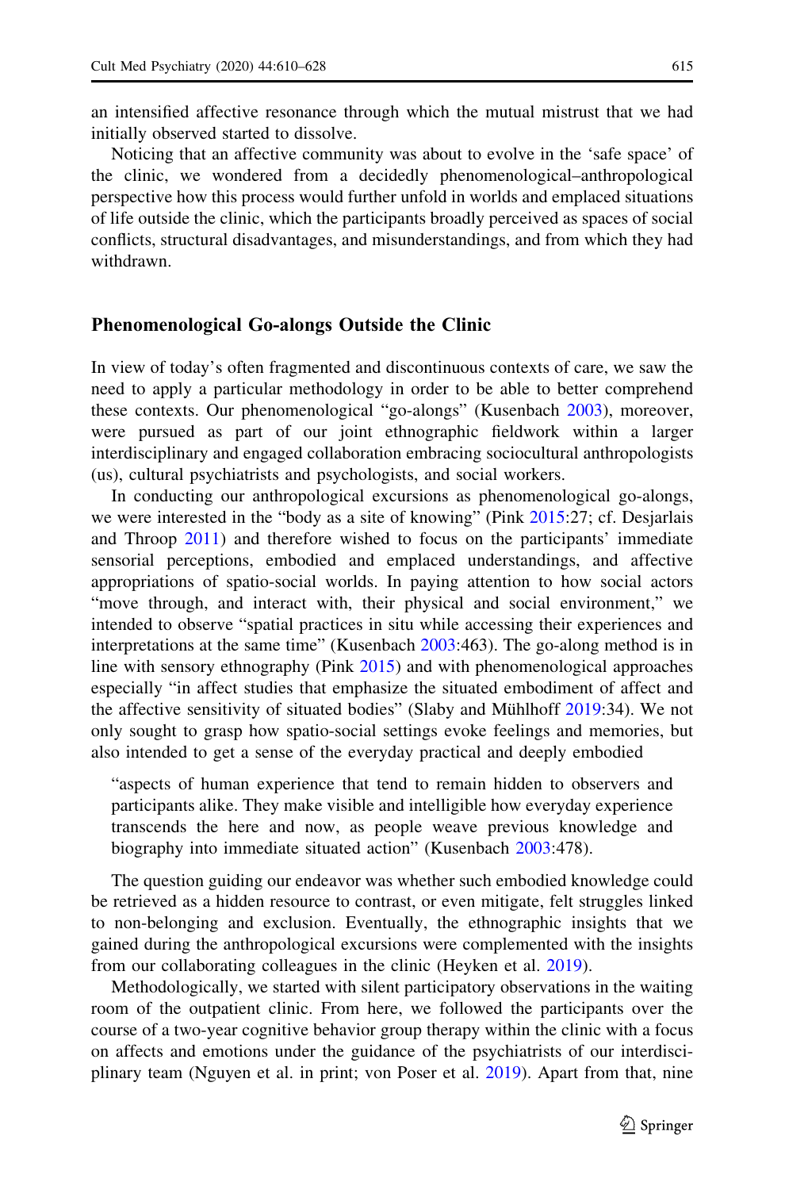an intensified affective resonance through which the mutual mistrust that we had initially observed started to dissolve.

Noticing that an affective community was about to evolve in the 'safe space' of the clinic, we wondered from a decidedly phenomenological–anthropological perspective how this process would further unfold in worlds and emplaced situations of life outside the clinic, which the participants broadly perceived as spaces of social conflicts, structural disadvantages, and misunderstandings, and from which they had withdrawn.

## Phenomenological Go-alongs Outside the Clinic

In view of today's often fragmented and discontinuous contexts of care, we saw the need to apply a particular methodology in order to be able to better comprehend these contexts. Our phenomenological "go-alongs" (Kusenbach 2003), moreover, were pursued as part of our joint ethnographic fieldwork within a larger interdisciplinary and engaged collaboration embracing sociocultural anthropologists (us), cultural psychiatrists and psychologists, and social workers.

In conducting our anthropological excursions as phenomenological go-alongs, we were interested in the "body as a site of knowing" (Pink 2015:27; cf. Desjarlais and Throop 2011) and therefore wished to focus on the participants' immediate sensorial perceptions, embodied and emplaced understandings, and affective appropriations of spatio-social worlds. In paying attention to how social actors "move through, and interact with, their physical and social environment," we intended to observe "spatial practices in situ while accessing their experiences and interpretations at the same time" (Kusenbach 2003:463). The go-along method is in line with sensory ethnography (Pink 2015) and with phenomenological approaches especially "in affect studies that emphasize the situated embodiment of affect and the affective sensitivity of situated bodies" (Slaby and Mühlhoff 2019:34). We not only sought to grasp how spatio-social settings evoke feelings and memories, but also intended to get a sense of the everyday practical and deeply embodied

> "aspects of human experience that tend to remain hidden to observers and participants alike. They make visible and intelligible how everyday experience transcends the here and now, as people weave previous knowledge and biography into immediate situated action" (Kusenbach 2003:478).

The question guiding our endeavor was whether such embodied knowledge could be retrieved as a hidden resource to contrast, or even mitigate, felt struggles linked to non-belonging and exclusion. Eventually, the ethnographic insights that we gained during the anthropological excursions were complemented with the insights from our collaborating colleagues in the clinic (Heyken et al. 2019).

Methodologically, we started with silent participatory observations in the waiting room of the outpatient clinic. From here, we followed the participants over the course of a two-year cognitive behavior group therapy within the clinic with a focus on affects and emotions under the guidance of the psychiatrists of our interdisciplinary team (Nguyen et al. in print; von Poser et al. 2019). Apart from that, nine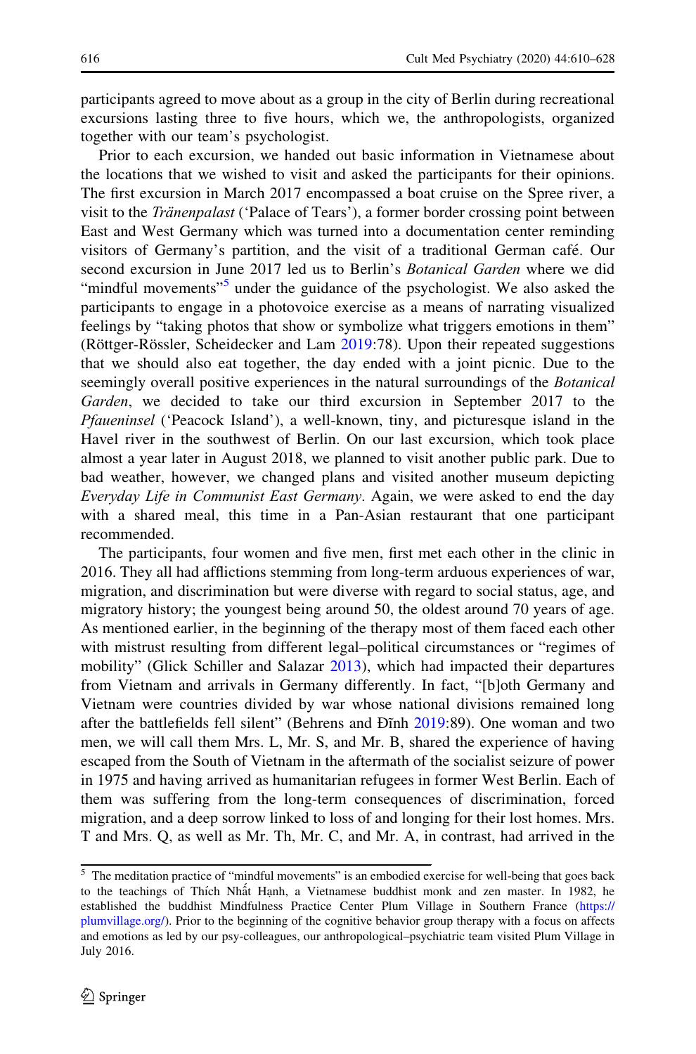participants agreed to move about as a group in the city of Berlin during recreational excursions lasting three to five hours, which we, the anthropologists, organized together with our team's psychologist.

Prior to each excursion, we handed out basic information in Vietnamese about the locations that we wished to visit and asked the participants for their opinions. The first excursion in March 2017 encompassed a boat cruise on the Spree river, a visit to the *Tränenpalast* ('Palace of Tears'), a former border crossing point between East and West Germany which was turned into a documentation center reminding visitors of Germany's partition, and the visit of a traditional German café. Our second excursion in June 2017 led us to Berlin's *Botanical Garden* where we did "mindful movements"[5] under the guidance of the psychologist. We also asked the participants to engage in a photovoice exercise as a means of narrating visualized feelings by "taking photos that show or symbolize what triggers emotions in them" (Röttger-Rössler, Scheidecker and Lam 2019:78). Upon their repeated suggestions that we should also eat together, the day ended with a joint picnic. Due to the seemingly overall positive experiences in the natural surroundings of the *Botanical Garden*, we decided to take our third excursion in September 2017 to the *Pfaueninsel* ('Peacock Island'), a well-known, tiny, and picturesque island in the Havel river in the southwest of Berlin. On our last excursion, which took place almost a year later in August 2018, we planned to visit another public park. Due to bad weather, however, we changed plans and visited another museum depicting *Everyday Life in Communist East Germany*. Again, we were asked to end the day with a shared meal, this time in a Pan-Asian restaurant that one participant recommended.

The participants, four women and five men, first met each other in the clinic in 2016. They all had afflictions stemming from long-term arduous experiences of war, migration, and discrimination but were diverse with regard to social status, age, and migratory history; the youngest being around 50, the oldest around 70 years of age. As mentioned earlier, in the beginning of the therapy most of them faced each other with mistrust resulting from different legal–political circumstances or "regimes of mobility" (Glick Schiller and Salazar 2013), which had impacted their departures from Vietnam and arrivals in Germany differently. In fact, "[b]oth Germany and Vietnam were countries divided by war whose national divisions remained long after the battlefields fell silent" (Behrens and Đĩnh 2019:89). One woman and two men, we will call them Mrs. L, Mr. S, and Mr. B, shared the experience of having escaped from the South of Vietnam in the aftermath of the socialist seizure of power in 1975 and having arrived as humanitarian refugees in former West Berlin. Each of them was suffering from the long-term consequences of discrimination, forced migration, and a deep sorrow linked to loss of and longing for their lost homes. Mrs. T and Mrs. Q, as well as Mr. Th, Mr. C, and Mr. A, in contrast, had arrived in the

[5] The meditation practice of "mindful movements" is an embodied exercise for well-being that goes back to the teachings of Thích Nhất Hạnh, a Vietnamese buddhist monk and zen master. In 1982, he established the buddhist Mindfulness Practice Center Plum Village in Southern France (https://plumvillage.org/). Prior to the beginning of the cognitive behavior group therapy with a focus on affects and emotions as led by our psy-colleagues, our anthropological–psychiatric team visited Plum Village in July 2016.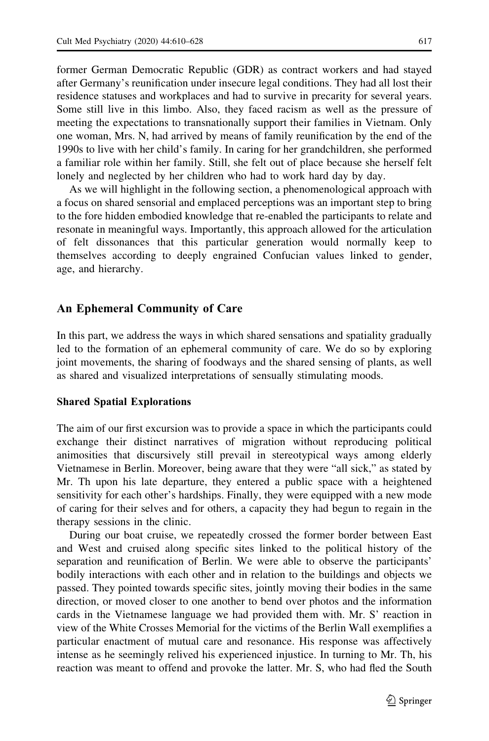former German Democratic Republic (GDR) as contract workers and had stayed after Germany's reunification under insecure legal conditions. They had all lost their residence statuses and workplaces and had to survive in precarity for several years. Some still live in this limbo. Also, they faced racism as well as the pressure of meeting the expectations to transnationally support their families in Vietnam. Only one woman, Mrs. N, had arrived by means of family reunification by the end of the 1990s to live with her child's family. In caring for her grandchildren, she performed a familiar role within her family. Still, she felt out of place because she herself felt lonely and neglected by her children who had to work hard day by day.

As we will highlight in the following section, a phenomenological approach with a focus on shared sensorial and emplaced perceptions was an important step to bring to the fore hidden embodied knowledge that re-enabled the participants to relate and resonate in meaningful ways. Importantly, this approach allowed for the articulation of felt dissonances that this particular generation would normally keep to themselves according to deeply engrained Confucian values linked to gender, age, and hierarchy.

## An Ephemeral Community of Care

In this part, we address the ways in which shared sensations and spatiality gradually led to the formation of an ephemeral community of care. We do so by exploring joint movements, the sharing of foodways and the shared sensing of plants, as well as shared and visualized interpretations of sensually stimulating moods.

### Shared Spatial Explorations

The aim of our first excursion was to provide a space in which the participants could exchange their distinct narratives of migration without reproducing political animosities that discursively still prevail in stereotypical ways among elderly Vietnamese in Berlin. Moreover, being aware that they were "all sick," as stated by Mr. Th upon his late departure, they entered a public space with a heightened sensitivity for each other's hardships. Finally, they were equipped with a new mode of caring for their selves and for others, a capacity they had begun to regain in the therapy sessions in the clinic.

During our boat cruise, we repeatedly crossed the former border between East and West and cruised along specific sites linked to the political history of the separation and reunification of Berlin. We were able to observe the participants' bodily interactions with each other and in relation to the buildings and objects we passed. They pointed towards specific sites, jointly moving their bodies in the same direction, or moved closer to one another to bend over photos and the information cards in the Vietnamese language we had provided them with. Mr. S' reaction in view of the White Crosses Memorial for the victims of the Berlin Wall exemplifies a particular enactment of mutual care and resonance. His response was affectively intense as he seemingly relived his experienced injustice. In turning to Mr. Th, his reaction was meant to offend and provoke the latter. Mr. S, who had fled the South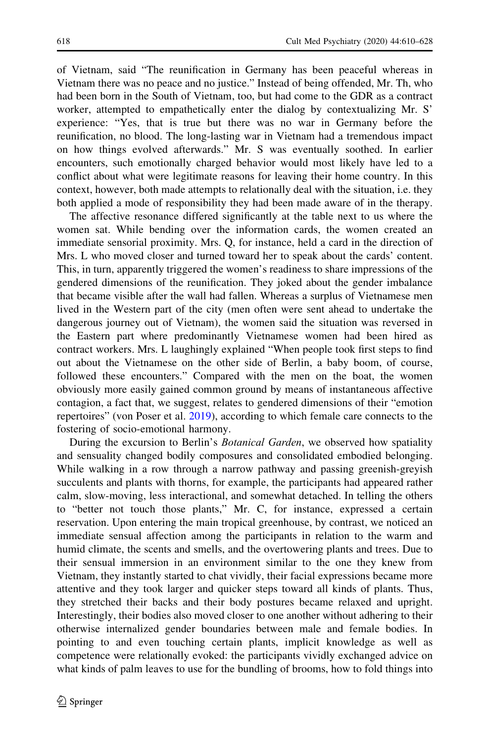of Vietnam, said "The reunification in Germany has been peaceful whereas in Vietnam there was no peace and no justice." Instead of being offended, Mr. Th, who had been born in the South of Vietnam, too, but had come to the GDR as a contract worker, attempted to empathetically enter the dialog by contextualizing Mr. S' experience: "Yes, that is true but there was no war in Germany before the reunification, no blood. The long-lasting war in Vietnam had a tremendous impact on how things evolved afterwards." Mr. S was eventually soothed. In earlier encounters, such emotionally charged behavior would most likely have led to a conflict about what were legitimate reasons for leaving their home country. In this context, however, both made attempts to relationally deal with the situation, i.e. they both applied a mode of responsibility they had been made aware of in the therapy.

The affective resonance differed significantly at the table next to us where the women sat. While bending over the information cards, the women created an immediate sensorial proximity. Mrs. Q, for instance, held a card in the direction of Mrs. L who moved closer and turned toward her to speak about the cards' content. This, in turn, apparently triggered the women's readiness to share impressions of the gendered dimensions of the reunification. They joked about the gender imbalance that became visible after the wall had fallen. Whereas a surplus of Vietnamese men lived in the Western part of the city (men often were sent ahead to undertake the dangerous journey out of Vietnam), the women said the situation was reversed in the Eastern part where predominantly Vietnamese women had been hired as contract workers. Mrs. L laughingly explained "When people took first steps to find out about the Vietnamese on the other side of Berlin, a baby boom, of course, followed these encounters." Compared with the men on the boat, the women obviously more easily gained common ground by means of instantaneous affective contagion, a fact that, we suggest, relates to gendered dimensions of their "emotion repertoires" (von Poser et al. 2019), according to which female care connects to the fostering of socio-emotional harmony.

During the excursion to Berlin's *Botanical Garden*, we observed how spatiality and sensuality changed bodily composures and consolidated embodied belonging. While walking in a row through a narrow pathway and passing greenish-greyish succulents and plants with thorns, for example, the participants had appeared rather calm, slow-moving, less interactional, and somewhat detached. In telling the others to "better not touch those plants," Mr. C, for instance, expressed a certain reservation. Upon entering the main tropical greenhouse, by contrast, we noticed an immediate sensual affection among the participants in relation to the warm and humid climate, the scents and smells, and the overtowering plants and trees. Due to their sensual immersion in an environment similar to the one they knew from Vietnam, they instantly started to chat vividly, their facial expressions became more attentive and they took larger and quicker steps toward all kinds of plants. Thus, they stretched their backs and their body postures became relaxed and upright. Interestingly, their bodies also moved closer to one another without adhering to their otherwise internalized gender boundaries between male and female bodies. In pointing to and even touching certain plants, implicit knowledge as well as competence were relationally evoked: the participants vividly exchanged advice on what kinds of palm leaves to use for the bundling of brooms, how to fold things into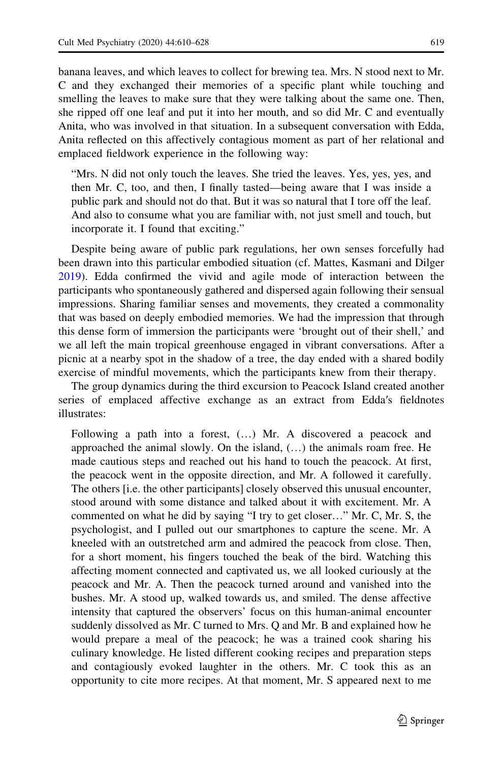banana leaves, and which leaves to collect for brewing tea. Mrs. N stood next to Mr. C and they exchanged their memories of a specific plant while touching and smelling the leaves to make sure that they were talking about the same one. Then, she ripped off one leaf and put it into her mouth, and so did Mr. C and eventually Anita, who was involved in that situation. In a subsequent conversation with Edda, Anita reflected on this affectively contagious moment as part of her relational and emplaced fieldwork experience in the following way:

> "Mrs. N did not only touch the leaves. She tried the leaves. Yes, yes, yes, and then Mr. C, too, and then, I finally tasted—being aware that I was inside a public park and should not do that. But it was so natural that I tore off the leaf. And also to consume what you are familiar with, not just smell and touch, but incorporate it. I found that exciting."

Despite being aware of public park regulations, her own senses forcefully had been drawn into this particular embodied situation (cf. Mattes, Kasmani and Dilger 2019). Edda confirmed the vivid and agile mode of interaction between the participants who spontaneously gathered and dispersed again following their sensual impressions. Sharing familiar senses and movements, they created a commonality that was based on deeply embodied memories. We had the impression that through this dense form of immersion the participants were 'brought out of their shell,' and we all left the main tropical greenhouse engaged in vibrant conversations. After a picnic at a nearby spot in the shadow of a tree, the day ended with a shared bodily exercise of mindful movements, which the participants knew from their therapy.

The group dynamics during the third excursion to Peacock Island created another series of emplaced affective exchange as an extract from Edda′s fieldnotes illustrates:

> Following a path into a forest, (…) Mr. A discovered a peacock and approached the animal slowly. On the island, (…) the animals roam free. He made cautious steps and reached out his hand to touch the peacock. At first, the peacock went in the opposite direction, and Mr. A followed it carefully. The others [i.e. the other participants] closely observed this unusual encounter, stood around with some distance and talked about it with excitement. Mr. A commented on what he did by saying "I try to get closer…" Mr. C, Mr. S, the psychologist, and I pulled out our smartphones to capture the scene. Mr. A kneeled with an outstretched arm and admired the peacock from close. Then, for a short moment, his fingers touched the beak of the bird. Watching this affecting moment connected and captivated us, we all looked curiously at the peacock and Mr. A. Then the peacock turned around and vanished into the bushes. Mr. A stood up, walked towards us, and smiled. The dense affective intensity that captured the observers' focus on this human-animal encounter suddenly dissolved as Mr. C turned to Mrs. Q and Mr. B and explained how he would prepare a meal of the peacock; he was a trained cook sharing his culinary knowledge. He listed different cooking recipes and preparation steps and contagiously evoked laughter in the others. Mr. C took this as an opportunity to cite more recipes. At that moment, Mr. S appeared next to me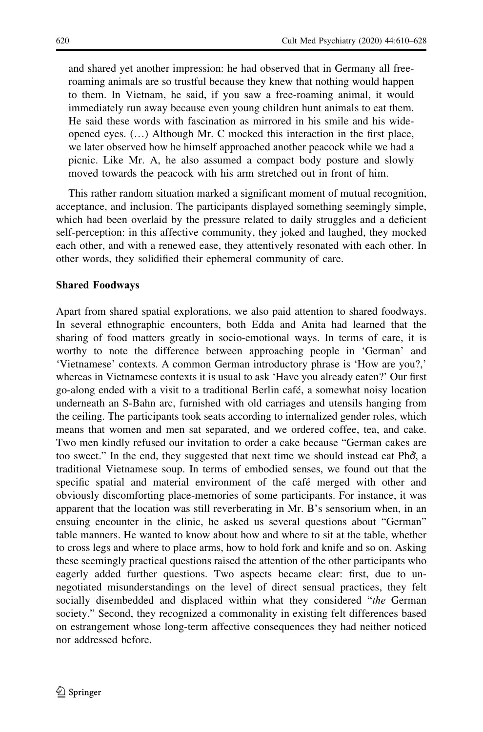> and shared yet another impression: he had observed that in Germany all free-roaming animals are so trustful because they knew that nothing would happen to them. In Vietnam, he said, if you saw a free-roaming animal, it would immediately run away because even young children hunt animals to eat them. He said these words with fascination as mirrored in his smile and his wide-opened eyes. (…) Although Mr. C mocked this interaction in the first place, we later observed how he himself approached another peacock while we had a picnic. Like Mr. A, he also assumed a compact body posture and slowly moved towards the peacock with his arm stretched out in front of him.

This rather random situation marked a significant moment of mutual recognition, acceptance, and inclusion. The participants displayed something seemingly simple, which had been overlaid by the pressure related to daily struggles and a deficient self-perception: in this affective community, they joked and laughed, they mocked each other, and with a renewed ease, they attentively resonated with each other. In other words, they solidified their ephemeral community of care.

### Shared Foodways

Apart from shared spatial explorations, we also paid attention to shared foodways. In several ethnographic encounters, both Edda and Anita had learned that the sharing of food matters greatly in socio-emotional ways. In terms of care, it is worthy to note the difference between approaching people in 'German' and 'Vietnamese' contexts. A common German introductory phrase is 'How are you?,' whereas in Vietnamese contexts it is usual to ask 'Have you already eaten?' Our first go-along ended with a visit to a traditional Berlin café, a somewhat noisy location underneath an S-Bahn arc, furnished with old carriages and utensils hanging from the ceiling. The participants took seats according to internalized gender roles, which means that women and men sat separated, and we ordered coffee, tea, and cake. Two men kindly refused our invitation to order a cake because "German cakes are too sweet." In the end, they suggested that next time we should instead eat Phở, a traditional Vietnamese soup. In terms of embodied senses, we found out that the specific spatial and material environment of the café merged with other and obviously discomforting place-memories of some participants. For instance, it was apparent that the location was still reverberating in Mr. B's sensorium when, in an ensuing encounter in the clinic, he asked us several questions about "German" table manners. He wanted to know about how and where to sit at the table, whether to cross legs and where to place arms, how to hold fork and knife and so on. Asking these seemingly practical questions raised the attention of the other participants who eagerly added further questions. Two aspects became clear: first, due to un-negotiated misunderstandings on the level of direct sensual practices, they felt socially disembedded and displaced within what they considered "*the* German society." Second, they recognized a commonality in existing felt differences based on estrangement whose long-term affective consequences they had neither noticed nor addressed before.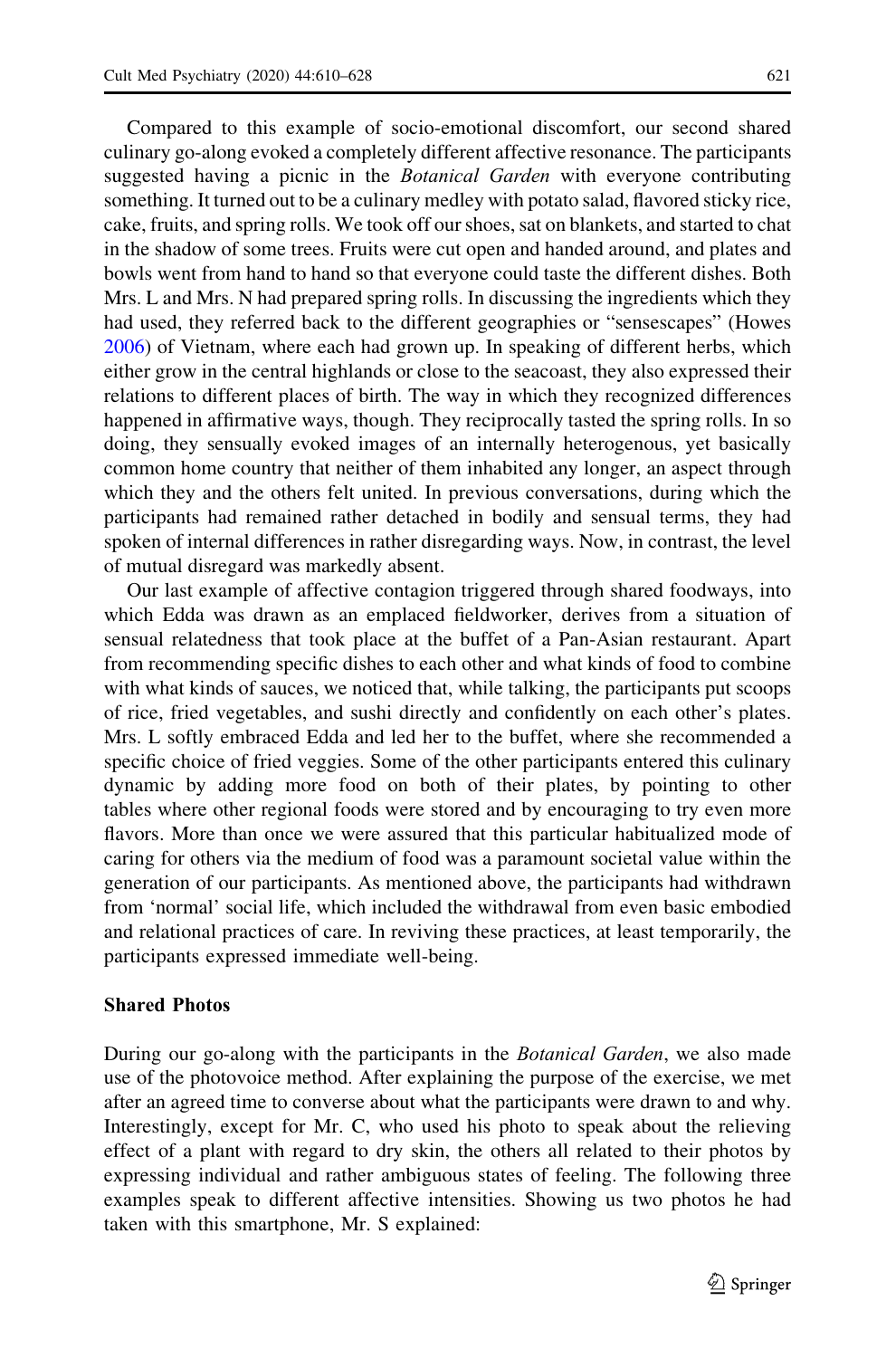Compared to this example of socio-emotional discomfort, our second shared culinary go-along evoked a completely different affective resonance. The participants suggested having a picnic in the *Botanical Garden* with everyone contributing something. It turned out to be a culinary medley with potato salad, flavored sticky rice, cake, fruits, and spring rolls. We took off our shoes, sat on blankets, and started to chat in the shadow of some trees. Fruits were cut open and handed around, and plates and bowls went from hand to hand so that everyone could taste the different dishes. Both Mrs. L and Mrs. N had prepared spring rolls. In discussing the ingredients which they had used, they referred back to the different geographies or "sensescapes" (Howes 2006) of Vietnam, where each had grown up. In speaking of different herbs, which either grow in the central highlands or close to the seacoast, they also expressed their relations to different places of birth. The way in which they recognized differences happened in affirmative ways, though. They reciprocally tasted the spring rolls. In so doing, they sensually evoked images of an internally heterogenous, yet basically common home country that neither of them inhabited any longer, an aspect through which they and the others felt united. In previous conversations, during which the participants had remained rather detached in bodily and sensual terms, they had spoken of internal differences in rather disregarding ways. Now, in contrast, the level of mutual disregard was markedly absent.

Our last example of affective contagion triggered through shared foodways, into which Edda was drawn as an emplaced fieldworker, derives from a situation of sensual relatedness that took place at the buffet of a Pan-Asian restaurant. Apart from recommending specific dishes to each other and what kinds of food to combine with what kinds of sauces, we noticed that, while talking, the participants put scoops of rice, fried vegetables, and sushi directly and confidently on each other's plates. Mrs. L softly embraced Edda and led her to the buffet, where she recommended a specific choice of fried veggies. Some of the other participants entered this culinary dynamic by adding more food on both of their plates, by pointing to other tables where other regional foods were stored and by encouraging to try even more flavors. More than once we were assured that this particular habitualized mode of caring for others via the medium of food was a paramount societal value within the generation of our participants. As mentioned above, the participants had withdrawn from 'normal' social life, which included the withdrawal from even basic embodied and relational practices of care. In reviving these practices, at least temporarily, the participants expressed immediate well-being.

### Shared Photos

During our go-along with the participants in the *Botanical Garden*, we also made use of the photovoice method. After explaining the purpose of the exercise, we met after an agreed time to converse about what the participants were drawn to and why. Interestingly, except for Mr. C, who used his photo to speak about the relieving effect of a plant with regard to dry skin, the others all related to their photos by expressing individual and rather ambiguous states of feeling. The following three examples speak to different affective intensities. Showing us two photos he had taken with this smartphone, Mr. S explained: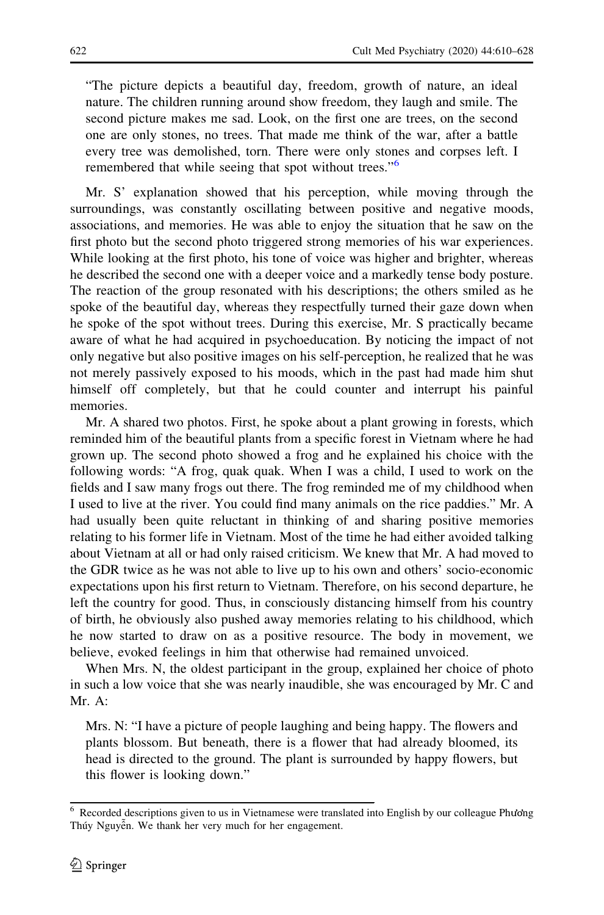> "The picture depicts a beautiful day, freedom, growth of nature, an ideal nature. The children running around show freedom, they laugh and smile. The second picture makes me sad. Look, on the first one are trees, on the second one are only stones, no trees. That made me think of the war, after a battle every tree was demolished, torn. There were only stones and corpses left. I remembered that while seeing that spot without trees."[6]

Mr. S' explanation showed that his perception, while moving through the surroundings, was constantly oscillating between positive and negative moods, associations, and memories. He was able to enjoy the situation that he saw on the first photo but the second photo triggered strong memories of his war experiences. While looking at the first photo, his tone of voice was higher and brighter, whereas he described the second one with a deeper voice and a markedly tense body posture. The reaction of the group resonated with his descriptions; the others smiled as he spoke of the beautiful day, whereas they respectfully turned their gaze down when he spoke of the spot without trees. During this exercise, Mr. S practically became aware of what he had acquired in psychoeducation. By noticing the impact of not only negative but also positive images on his self-perception, he realized that he was not merely passively exposed to his moods, which in the past had made him shut himself off completely, but that he could counter and interrupt his painful memories.

Mr. A shared two photos. First, he spoke about a plant growing in forests, which reminded him of the beautiful plants from a specific forest in Vietnam where he had grown up. The second photo showed a frog and he explained his choice with the following words: "A frog, quak quak. When I was a child, I used to work on the fields and I saw many frogs out there. The frog reminded me of my childhood when I used to live at the river. You could find many animals on the rice paddies." Mr. A had usually been quite reluctant in thinking of and sharing positive memories relating to his former life in Vietnam. Most of the time he had either avoided talking about Vietnam at all or had only raised criticism. We knew that Mr. A had moved to the GDR twice as he was not able to live up to his own and others' socio-economic expectations upon his first return to Vietnam. Therefore, on his second departure, he left the country for good. Thus, in consciously distancing himself from his country of birth, he obviously also pushed away memories relating to his childhood, which he now started to draw on as a positive resource. The body in movement, we believe, evoked feelings in him that otherwise had remained unvoiced.

When Mrs. N, the oldest participant in the group, explained her choice of photo in such a low voice that she was nearly inaudible, she was encouraged by Mr. C and Mr. A:

> Mrs. N: "I have a picture of people laughing and being happy. The flowers and plants blossom. But beneath, there is a flower that had already bloomed, its head is directed to the ground. The plant is surrounded by happy flowers, but this flower is looking down."

[6] Recorded descriptions given to us in Vietnamese were translated into English by our colleague Phương Thúy Nguyễn. We thank her very much for her engagement.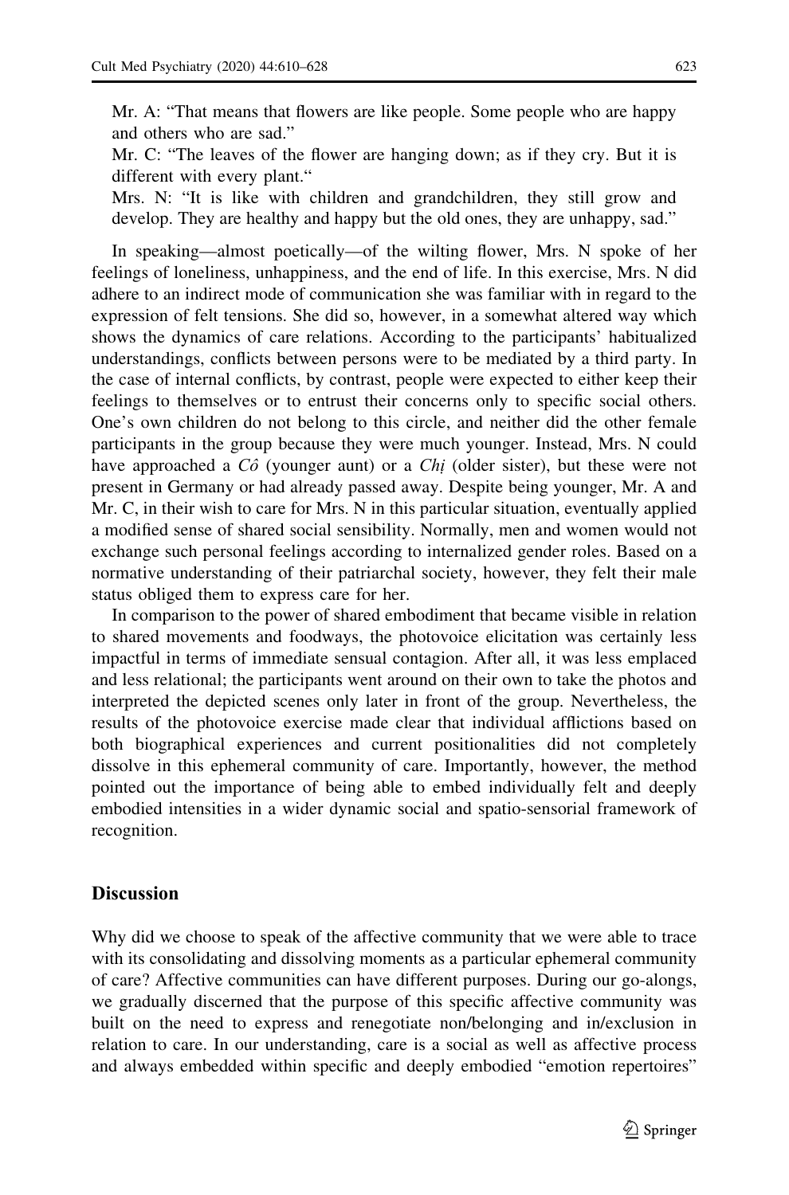Mr. A: "That means that flowers are like people. Some people who are happy and others who are sad."

Mr. C: "The leaves of the flower are hanging down; as if they cry. But it is different with every plant."

Mrs. N: "It is like with children and grandchildren, they still grow and develop. They are healthy and happy but the old ones, they are unhappy, sad."

In speaking—almost poetically—of the wilting flower, Mrs. N spoke of her feelings of loneliness, unhappiness, and the end of life. In this exercise, Mrs. N did adhere to an indirect mode of communication she was familiar with in regard to the expression of felt tensions. She did so, however, in a somewhat altered way which shows the dynamics of care relations. According to the participants' habitualized understandings, conflicts between persons were to be mediated by a third party. In the case of internal conflicts, by contrast, people were expected to either keep their feelings to themselves or to entrust their concerns only to specific social others. One's own children do not belong to this circle, and neither did the other female participants in the group because they were much younger. Instead, Mrs. N could have approached a *Cô* (younger aunt) or a *Chị* (older sister), but these were not present in Germany or had already passed away. Despite being younger, Mr. A and Mr. C, in their wish to care for Mrs. N in this particular situation, eventually applied a modified sense of shared social sensibility. Normally, men and women would not exchange such personal feelings according to internalized gender roles. Based on a normative understanding of their patriarchal society, however, they felt their male status obliged them to express care for her.

In comparison to the power of shared embodiment that became visible in relation to shared movements and foodways, the photovoice elicitation was certainly less impactful in terms of immediate sensual contagion. After all, it was less emplaced and less relational; the participants went around on their own to take the photos and interpreted the depicted scenes only later in front of the group. Nevertheless, the results of the photovoice exercise made clear that individual afflictions based on both biographical experiences and current positionalities did not completely dissolve in this ephemeral community of care. Importantly, however, the method pointed out the importance of being able to embed individually felt and deeply embodied intensities in a wider dynamic social and spatio-sensorial framework of recognition.

## Discussion

Why did we choose to speak of the affective community that we were able to trace with its consolidating and dissolving moments as a particular ephemeral community of care? Affective communities can have different purposes. During our go-alongs, we gradually discerned that the purpose of this specific affective community was built on the need to express and renegotiate non/belonging and in/exclusion in relation to care. In our understanding, care is a social as well as affective process and always embedded within specific and deeply embodied "emotion repertoires"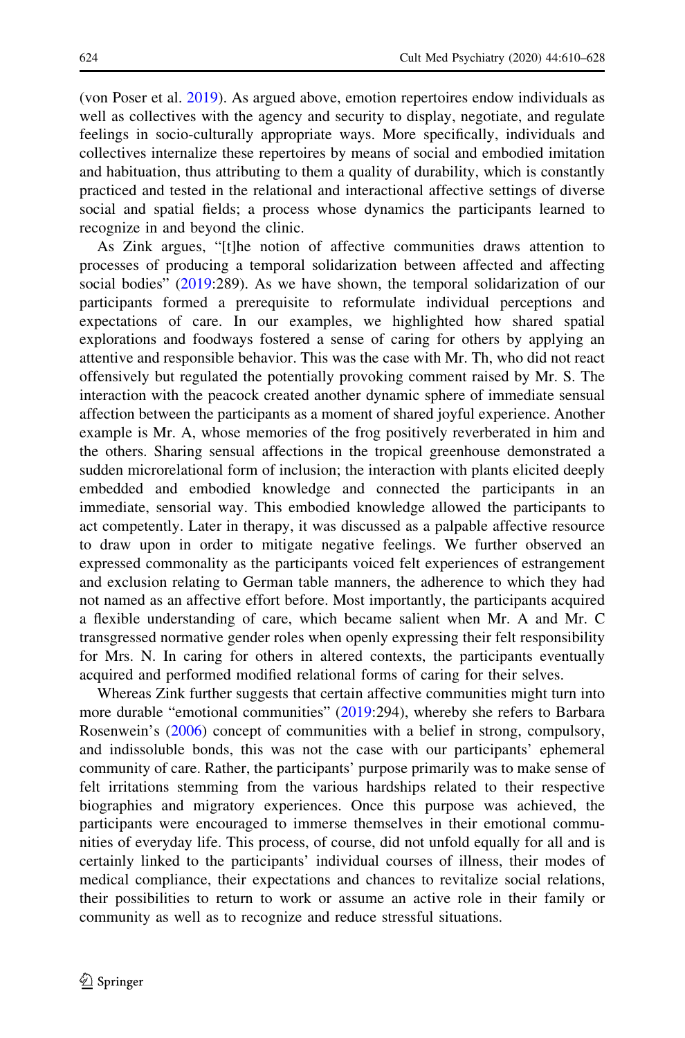(von Poser et al. 2019). As argued above, emotion repertoires endow individuals as well as collectives with the agency and security to display, negotiate, and regulate feelings in socio-culturally appropriate ways. More specifically, individuals and collectives internalize these repertoires by means of social and embodied imitation and habituation, thus attributing to them a quality of durability, which is constantly practiced and tested in the relational and interactional affective settings of diverse social and spatial fields; a process whose dynamics the participants learned to recognize in and beyond the clinic.

As Zink argues, "[t]he notion of affective communities draws attention to processes of producing a temporal solidarization between affected and affecting social bodies" (2019:289). As we have shown, the temporal solidarization of our participants formed a prerequisite to reformulate individual perceptions and expectations of care. In our examples, we highlighted how shared spatial explorations and foodways fostered a sense of caring for others by applying an attentive and responsible behavior. This was the case with Mr. Th, who did not react offensively but regulated the potentially provoking comment raised by Mr. S. The interaction with the peacock created another dynamic sphere of immediate sensual affection between the participants as a moment of shared joyful experience. Another example is Mr. A, whose memories of the frog positively reverberated in him and the others. Sharing sensual affections in the tropical greenhouse demonstrated a sudden microrelational form of inclusion; the interaction with plants elicited deeply embedded and embodied knowledge and connected the participants in an immediate, sensorial way. This embodied knowledge allowed the participants to act competently. Later in therapy, it was discussed as a palpable affective resource to draw upon in order to mitigate negative feelings. We further observed an expressed commonality as the participants voiced felt experiences of estrangement and exclusion relating to German table manners, the adherence to which they had not named as an affective effort before. Most importantly, the participants acquired a flexible understanding of care, which became salient when Mr. A and Mr. C transgressed normative gender roles when openly expressing their felt responsibility for Mrs. N. In caring for others in altered contexts, the participants eventually acquired and performed modified relational forms of caring for their selves.

Whereas Zink further suggests that certain affective communities might turn into more durable "emotional communities" (2019:294), whereby she refers to Barbara Rosenwein's (2006) concept of communities with a belief in strong, compulsory, and indissoluble bonds, this was not the case with our participants' ephemeral community of care. Rather, the participants' purpose primarily was to make sense of felt irritations stemming from the various hardships related to their respective biographies and migratory experiences. Once this purpose was achieved, the participants were encouraged to immerse themselves in their emotional communities of everyday life. This process, of course, did not unfold equally for all and is certainly linked to the participants' individual courses of illness, their modes of medical compliance, their expectations and chances to revitalize social relations, their possibilities to return to work or assume an active role in their family or community as well as to recognize and reduce stressful situations.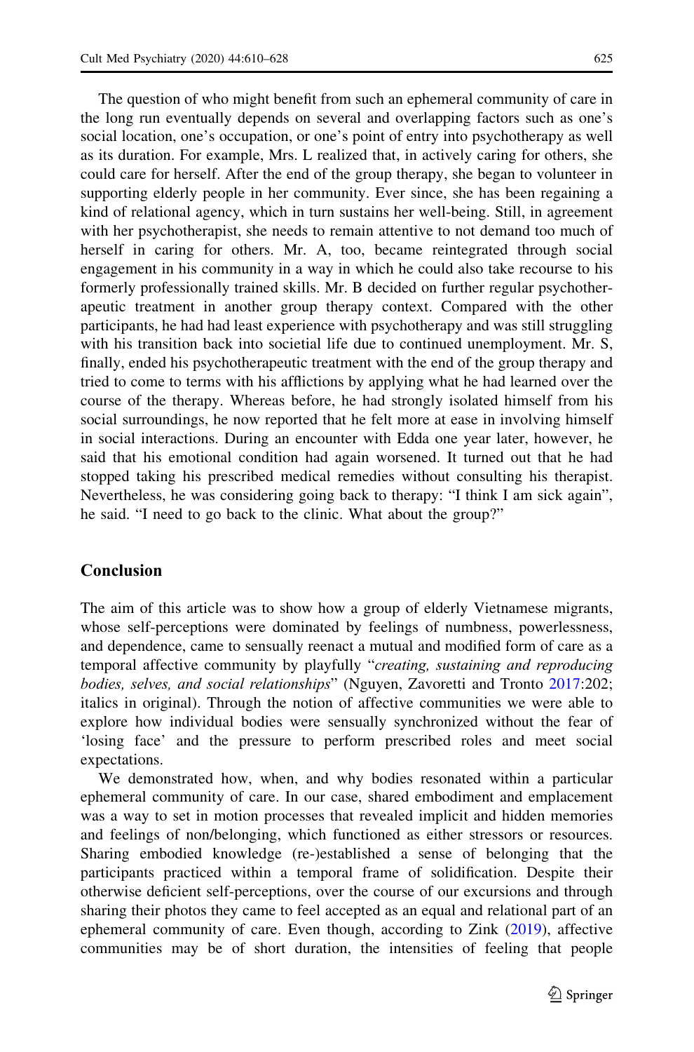The question of who might benefit from such an ephemeral community of care in the long run eventually depends on several and overlapping factors such as one's social location, one's occupation, or one's point of entry into psychotherapy as well as its duration. For example, Mrs. L realized that, in actively caring for others, she could care for herself. After the end of the group therapy, she began to volunteer in supporting elderly people in her community. Ever since, she has been regaining a kind of relational agency, which in turn sustains her well-being. Still, in agreement with her psychotherapist, she needs to remain attentive to not demand too much of herself in caring for others. Mr. A, too, became reintegrated through social engagement in his community in a way in which he could also take recourse to his formerly professionally trained skills. Mr. B decided on further regular psychotherapeutic treatment in another group therapy context. Compared with the other participants, he had had least experience with psychotherapy and was still struggling with his transition back into societial life due to continued unemployment. Mr. S, finally, ended his psychotherapeutic treatment with the end of the group therapy and tried to come to terms with his afflictions by applying what he had learned over the course of the therapy. Whereas before, he had strongly isolated himself from his social surroundings, he now reported that he felt more at ease in involving himself in social interactions. During an encounter with Edda one year later, however, he said that his emotional condition had again worsened. It turned out that he had stopped taking his prescribed medical remedies without consulting his therapist. Nevertheless, he was considering going back to therapy: "I think I am sick again", he said. "I need to go back to the clinic. What about the group?"

## Conclusion

The aim of this article was to show how a group of elderly Vietnamese migrants, whose self-perceptions were dominated by feelings of numbness, powerlessness, and dependence, came to sensually reenact a mutual and modified form of care as a temporal affective community by playfully "*creating, sustaining and reproducing bodies, selves, and social relationships*" (Nguyen, Zavoretti and Tronto 2017:202; italics in original). Through the notion of affective communities we were able to explore how individual bodies were sensually synchronized without the fear of 'losing face' and the pressure to perform prescribed roles and meet social expectations.

We demonstrated how, when, and why bodies resonated within a particular ephemeral community of care. In our case, shared embodiment and emplacement was a way to set in motion processes that revealed implicit and hidden memories and feelings of non/belonging, which functioned as either stressors or resources. Sharing embodied knowledge (re-)established a sense of belonging that the participants practiced within a temporal frame of solidification. Despite their otherwise deficient self-perceptions, over the course of our excursions and through sharing their photos they came to feel accepted as an equal and relational part of an ephemeral community of care. Even though, according to Zink (2019), affective communities may be of short duration, the intensities of feeling that people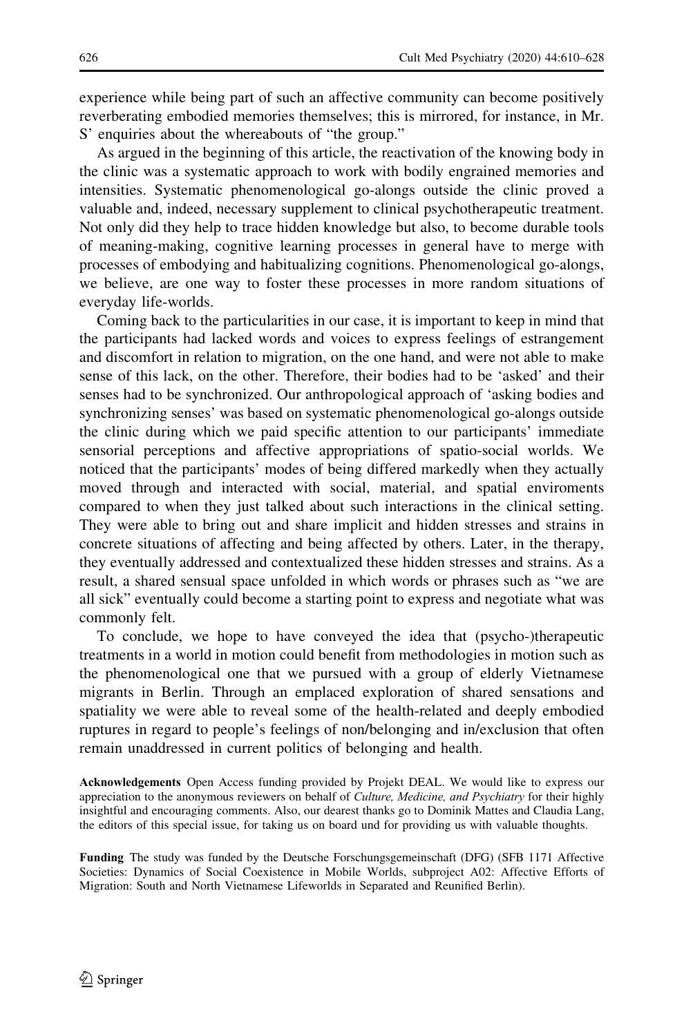experience while being part of such an affective community can become positively reverberating embodied memories themselves; this is mirrored, for instance, in Mr. S' enquiries about the whereabouts of "the group."

As argued in the beginning of this article, the reactivation of the knowing body in the clinic was a systematic approach to work with bodily engrained memories and intensities. Systematic phenomenological go-alongs outside the clinic proved a valuable and, indeed, necessary supplement to clinical psychotherapeutic treatment. Not only did they help to trace hidden knowledge but also, to become durable tools of meaning-making, cognitive learning processes in general have to merge with processes of embodying and habitualizing cognitions. Phenomenological go-alongs, we believe, are one way to foster these processes in more random situations of everyday life-worlds.

Coming back to the particularities in our case, it is important to keep in mind that the participants had lacked words and voices to express feelings of estrangement and discomfort in relation to migration, on the one hand, and were not able to make sense of this lack, on the other. Therefore, their bodies had to be 'asked' and their senses had to be synchronized. Our anthropological approach of 'asking bodies and synchronizing senses' was based on systematic phenomenological go-alongs outside the clinic during which we paid specific attention to our participants' immediate sensorial perceptions and affective appropriations of spatio-social worlds. We noticed that the participants' modes of being differed markedly when they actually moved through and interacted with social, material, and spatial enviroments compared to when they just talked about such interactions in the clinical setting. They were able to bring out and share implicit and hidden stresses and strains in concrete situations of affecting and being affected by others. Later, in the therapy, they eventually addressed and contextualized these hidden stresses and strains. As a result, a shared sensual space unfolded in which words or phrases such as "we are all sick" eventually could become a starting point to express and negotiate what was commonly felt.

To conclude, we hope to have conveyed the idea that (psycho-)therapeutic treatments in a world in motion could benefit from methodologies in motion such as the phenomenological one that we pursued with a group of elderly Vietnamese migrants in Berlin. Through an emplaced exploration of shared sensations and spatiality we were able to reveal some of the health-related and deeply embodied ruptures in regard to people's feelings of non/belonging and in/exclusion that often remain unaddressed in current politics of belonging and health.

**Acknowledgements** Open Access funding provided by Projekt DEAL. We would like to express our appreciation to the anonymous reviewers on behalf of *Culture, Medicine, and Psychiatry* for their highly insightful and encouraging comments. Also, our dearest thanks go to Dominik Mattes and Claudia Lang, the editors of this special issue, for taking us on board und for providing us with valuable thoughts.

**Funding** The study was funded by the Deutsche Forschungsgemeinschaft (DFG) (SFB 1171 Affective Societies: Dynamics of Social Coexistence in Mobile Worlds, subproject A02: Affective Efforts of Migration: South and North Vietnamese Lifeworlds in Separated and Reunified Berlin).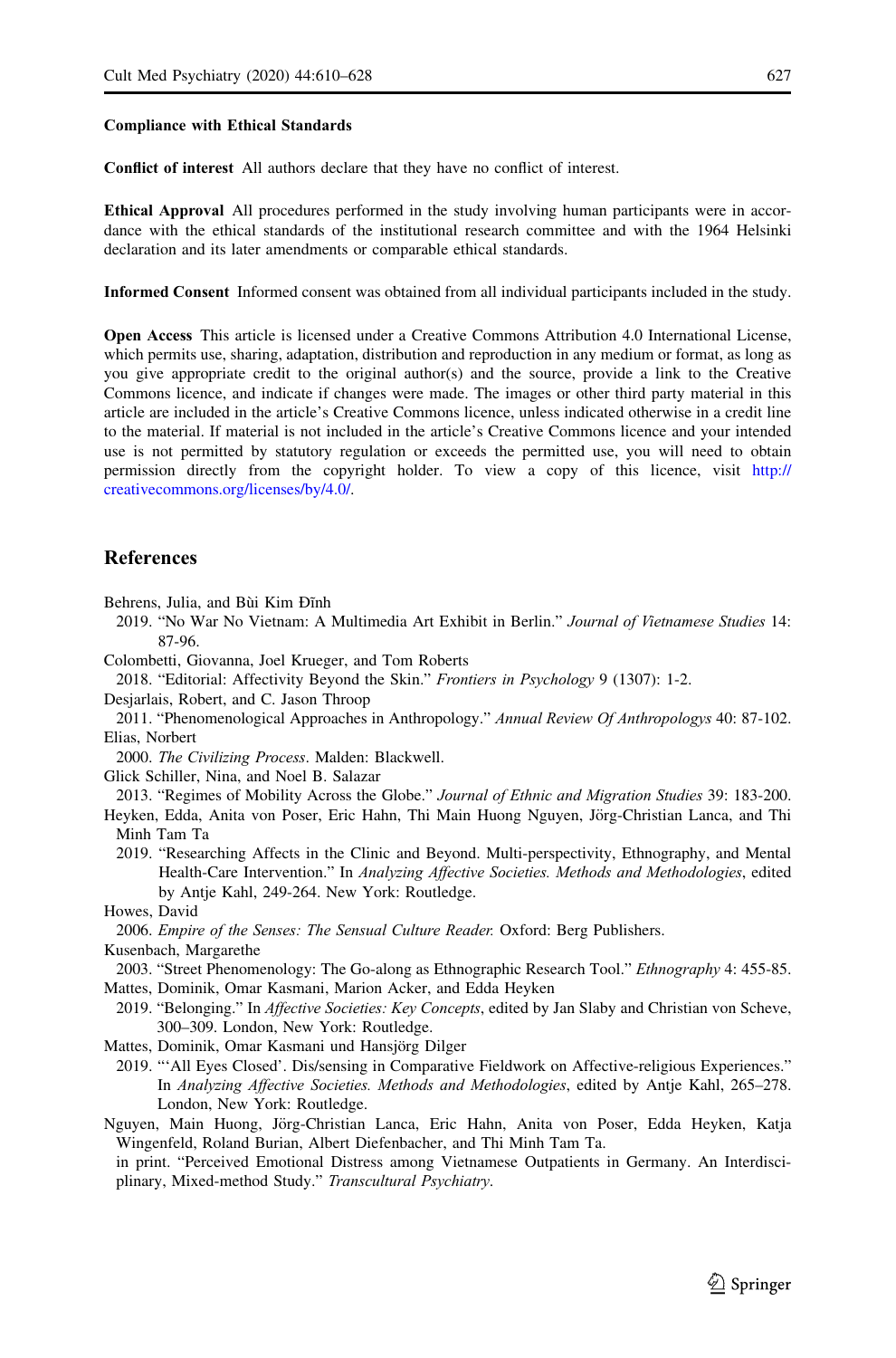**Compliance with Ethical Standards**

**Conflict of interest** All authors declare that they have no conflict of interest.

**Ethical Approval** All procedures performed in the study involving human participants were in accordance with the ethical standards of the institutional research committee and with the 1964 Helsinki declaration and its later amendments or comparable ethical standards.

**Informed Consent** Informed consent was obtained from all individual participants included in the study.

**Open Access** This article is licensed under a Creative Commons Attribution 4.0 International License, which permits use, sharing, adaptation, distribution and reproduction in any medium or format, as long as you give appropriate credit to the original author(s) and the source, provide a link to the Creative Commons licence, and indicate if changes were made. The images or other third party material in this article are included in the article's Creative Commons licence, unless indicated otherwise in a credit line to the material. If material is not included in the article's Creative Commons licence and your intended use is not permitted by statutory regulation or exceeds the permitted use, you will need to obtain permission directly from the copyright holder. To view a copy of this licence, visit http://creativecommons.org/licenses/by/4.0/.

## References

Behrens, Julia, and Bùi Kim Đĩnh
2019. "No War No Vietnam: A Multimedia Art Exhibit in Berlin." *Journal of Vietnamese Studies* 14: 87-96.

Colombetti, Giovanna, Joel Krueger, and Tom Roberts
2018. "Editorial: Affectivity Beyond the Skin." *Frontiers in Psychology* 9 (1307): 1-2.

Desjarlais, Robert, and C. Jason Throop
2011. "Phenomenological Approaches in Anthropology." *Annual Review Of Anthropologys* 40: 87-102.

Elias, Norbert
2000. *The Civilizing Process*. Malden: Blackwell.

Glick Schiller, Nina, and Noel B. Salazar
2013. "Regimes of Mobility Across the Globe." *Journal of Ethnic and Migration Studies* 39: 183-200.

Heyken, Edda, Anita von Poser, Eric Hahn, Thi Main Huong Nguyen, Jörg-Christian Lanca, and Thi Minh Tam Ta
2019. "Researching Affects in the Clinic and Beyond. Multi-perspectivity, Ethnography, and Mental Health-Care Intervention." In *Analyzing Affective Societies. Methods and Methodologies*, edited by Antje Kahl, 249-264. New York: Routledge.

Howes, David
2006. *Empire of the Senses: The Sensual Culture Reader.* Oxford: Berg Publishers.

Kusenbach, Margarethe
2003. "Street Phenomenology: The Go-along as Ethnographic Research Tool." *Ethnography* 4: 455-85.

Mattes, Dominik, Omar Kasmani, Marion Acker, and Edda Heyken
2019. "Belonging." In *Affective Societies: Key Concepts*, edited by Jan Slaby and Christian von Scheve, 300–309. London, New York: Routledge.

Mattes, Dominik, Omar Kasmani und Hansjörg Dilger
2019. "'All Eyes Closed'. Dis/sensing in Comparative Fieldwork on Affective-religious Experiences." In *Analyzing Affective Societies. Methods and Methodologies*, edited by Antje Kahl, 265–278. London, New York: Routledge.

Nguyen, Main Huong, Jörg-Christian Lanca, Eric Hahn, Anita von Poser, Edda Heyken, Katja Wingenfeld, Roland Burian, Albert Diefenbacher, and Thi Minh Tam Ta.
in print. "Perceived Emotional Distress among Vietnamese Outpatients in Germany. An Interdisciplinary, Mixed-method Study." *Transcultural Psychiatry*.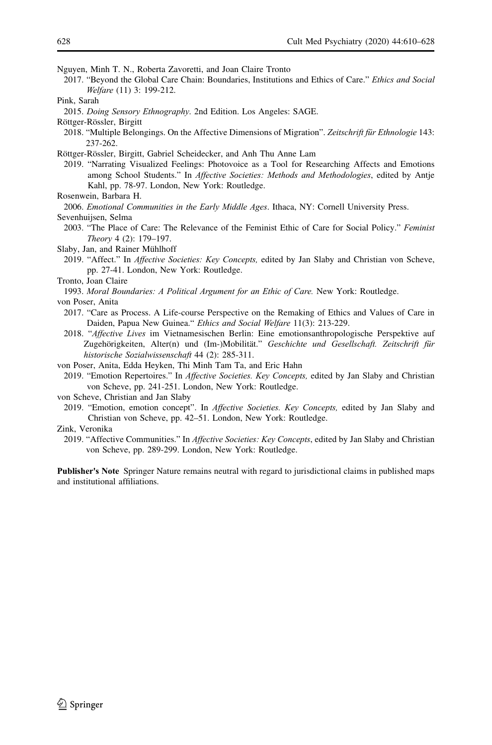Nguyen, Minh T. N., Roberta Zavoretti, and Joan Claire Tronto

2017. "Beyond the Global Care Chain: Boundaries, Institutions and Ethics of Care." *Ethics and Social Welfare* (11) 3: 199-212.

Pink, Sarah

2015. *Doing Sensory Ethnography*. 2nd Edition. Los Angeles: SAGE.

Röttger-Rössler, Birgitt

2018. "Multiple Belongings. On the Affective Dimensions of Migration". *Zeitschrift für Ethnologie* 143: 237-262.

Röttger-Rössler, Birgitt, Gabriel Scheidecker, and Anh Thu Anne Lam

2019. "Narrating Visualized Feelings: Photovoice as a Tool for Researching Affects and Emotions among School Students." In *Affective Societies: Methods and Methodologies*, edited by Antje Kahl, pp. 78-97. London, New York: Routledge.

Rosenwein, Barbara H.

2006. *Emotional Communities in the Early Middle Ages*. Ithaca, NY: Cornell University Press.

Sevenhuijsen, Selma

2003. "The Place of Care: The Relevance of the Feminist Ethic of Care for Social Policy." *Feminist Theory* 4 (2): 179–197.

Slaby, Jan, and Rainer Mühlhoff

2019. "Affect." In *Affective Societies: Key Concepts,* edited by Jan Slaby and Christian von Scheve, pp. 27-41. London, New York: Routledge.

Tronto, Joan Claire

1993. *Moral Boundaries: A Political Argument for an Ethic of Care.* New York: Routledge.

von Poser, Anita

2017. "Care as Process. A Life-course Perspective on the Remaking of Ethics and Values of Care in Daiden, Papua New Guinea." *Ethics and Social Welfare* 11(3): 213-229.

2018. "*Affective Lives* im Vietnamesischen Berlin: Eine emotionsanthropologische Perspektive auf Zugehörigkeiten, Alter(n) und (Im-)Mobilität." *Geschichte und Gesellschaft. Zeitschrift für historische Sozialwissenschaft* 44 (2): 285-311.

von Poser, Anita, Edda Heyken, Thi Minh Tam Ta, and Eric Hahn

2019. "Emotion Repertoires." In *Affective Societies. Key Concepts,* edited by Jan Slaby and Christian von Scheve, pp. 241-251. London, New York: Routledge.

von Scheve, Christian and Jan Slaby

2019. "Emotion, emotion concept". In *Affective Societies. Key Concepts,* edited by Jan Slaby and Christian von Scheve, pp. 42–51. London, New York: Routledge.

Zink, Veronika

2019. "Affective Communities." In *Affective Societies: Key Concepts*, edited by Jan Slaby and Christian von Scheve, pp. 289-299. London, New York: Routledge.

**Publisher's Note** Springer Nature remains neutral with regard to jurisdictional claims in published maps and institutional affiliations.